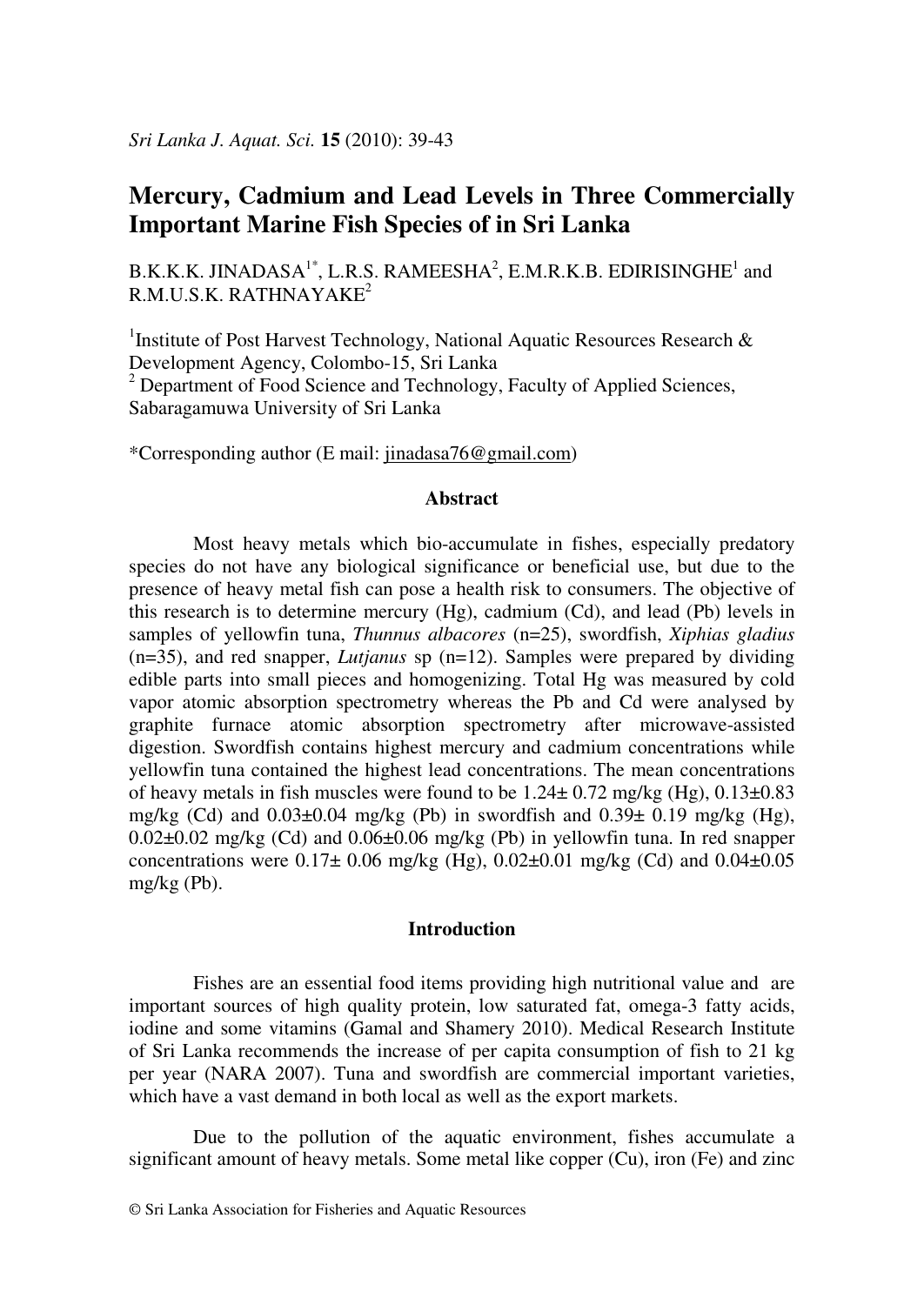# Mercury, Cadmium and Lead Levels in Three Commercially Important Marine Fish Species of in Sri Lanka

B.K.K.K. JINADASA[1*], L.R.S. RAMEESHA[2], E.M.R.K.B. EDIRISINGHE[1] and R.M.U.S.K. RATHNAYAKE[2]

[1]Institute of Post Harvest Technology, National Aquatic Resources Research & Development Agency, Colombo-15, Sri Lanka
[2] Department of Food Science and Technology, Faculty of Applied Sciences, Sabaragamuwa University of Sri Lanka

*Corresponding author (E mail: jinadasa76@gmail.com)

## Abstract

Most heavy metals which bio-accumulate in fishes, especially predatory species do not have any biological significance or beneficial use, but due to the presence of heavy metal fish can pose a health risk to consumers. The objective of this research is to determine mercury (Hg), cadmium (Cd), and lead (Pb) levels in samples of yellowfin tuna, *Thunnus albacores* (n=25), swordfish, *Xiphias gladius* (n=35), and red snapper, *Lutjanus* sp (n=12). Samples were prepared by dividing edible parts into small pieces and homogenizing. Total Hg was measured by cold vapor atomic absorption spectrometry whereas the Pb and Cd were analysed by graphite furnace atomic absorption spectrometry after microwave-assisted digestion. Swordfish contains highest mercury and cadmium concentrations while yellowfin tuna contained the highest lead concentrations. The mean concentrations of heavy metals in fish muscles were found to be $1.24\pm 0.72$ mg/kg (Hg), $0.13\pm0.83$ mg/kg (Cd) and $0.03\pm0.04$ mg/kg (Pb) in swordfish and $0.39\pm 0.19$ mg/kg (Hg), $0.02\pm0.02$ mg/kg (Cd) and $0.06\pm0.06$ mg/kg (Pb) in yellowfin tuna. In red snapper concentrations were $0.17\pm 0.06$ mg/kg (Hg), $0.02\pm0.01$ mg/kg (Cd) and $0.04\pm0.05$ mg/kg (Pb).

## Introduction

Fishes are an essential food items providing high nutritional value and are important sources of high quality protein, low saturated fat, omega-3 fatty acids, iodine and some vitamins (Gamal and Shamery 2010). Medical Research Institute of Sri Lanka recommends the increase of per capita consumption of fish to 21 kg per year (NARA 2007). Tuna and swordfish are commercial important varieties, which have a vast demand in both local as well as the export markets.

Due to the pollution of the aquatic environment, fishes accumulate a significant amount of heavy metals. Some metal like copper (Cu), iron (Fe) and zinc

© Sri Lanka Association for Fisheries and Aquatic Resources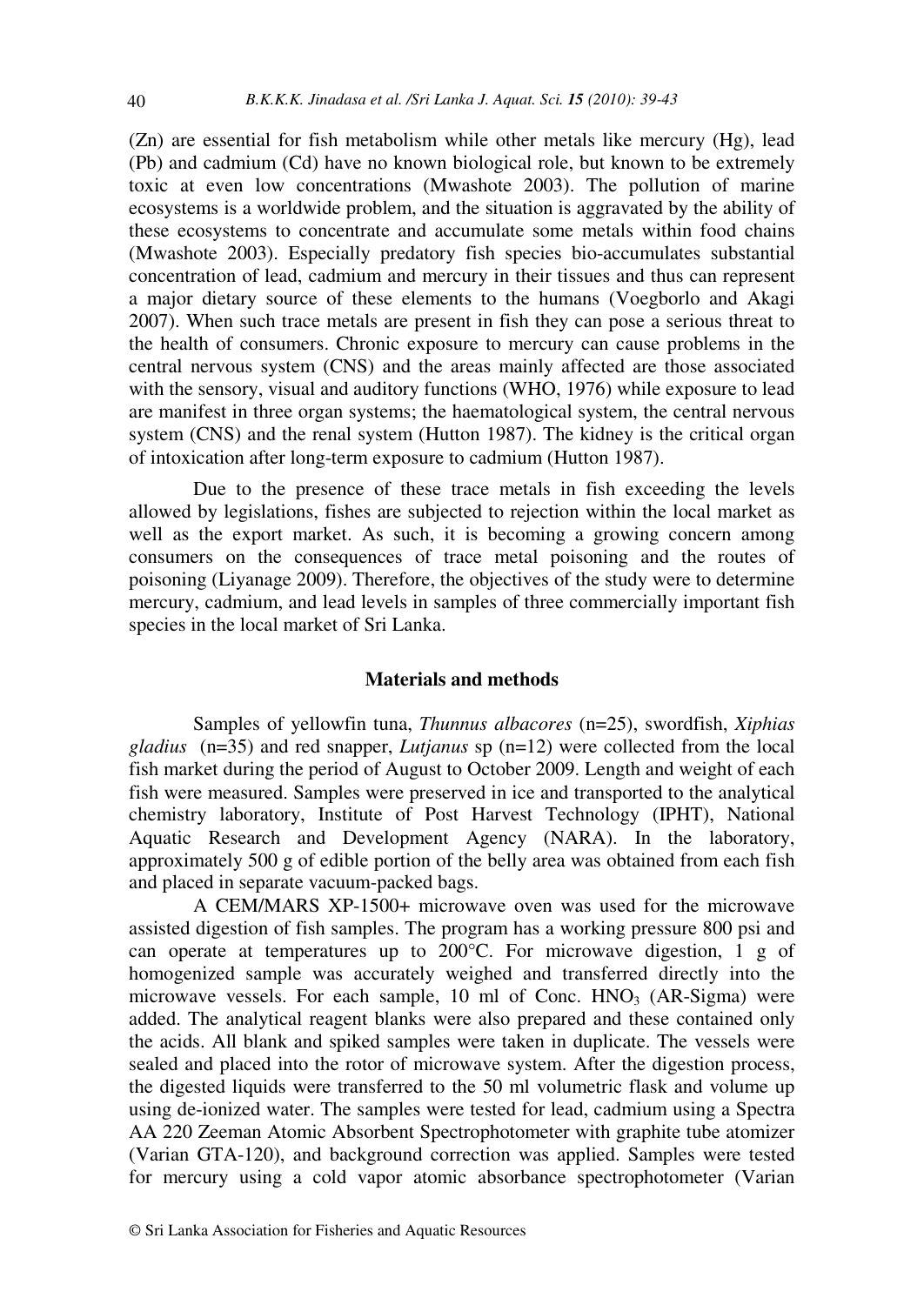(Zn) are essential for fish metabolism while other metals like mercury (Hg), lead (Pb) and cadmium (Cd) have no known biological role, but known to be extremely toxic at even low concentrations (Mwashote 2003). The pollution of marine ecosystems is a worldwide problem, and the situation is aggravated by the ability of these ecosystems to concentrate and accumulate some metals within food chains (Mwashote 2003). Especially predatory fish species bio-accumulates substantial concentration of lead, cadmium and mercury in their tissues and thus can represent a major dietary source of these elements to the humans (Voegborlo and Akagi 2007). When such trace metals are present in fish they can pose a serious threat to the health of consumers. Chronic exposure to mercury can cause problems in the central nervous system (CNS) and the areas mainly affected are those associated with the sensory, visual and auditory functions (WHO, 1976) while exposure to lead are manifest in three organ systems; the haematological system, the central nervous system (CNS) and the renal system (Hutton 1987). The kidney is the critical organ of intoxication after long-term exposure to cadmium (Hutton 1987).

Due to the presence of these trace metals in fish exceeding the levels allowed by legislations, fishes are subjected to rejection within the local market as well as the export market. As such, it is becoming a growing concern among consumers on the consequences of trace metal poisoning and the routes of poisoning (Liyanage 2009). Therefore, the objectives of the study were to determine mercury, cadmium, and lead levels in samples of three commercially important fish species in the local market of Sri Lanka.

## Materials and methods

Samples of yellowfin tuna, *Thunnus albacores* (n=25), swordfish, *Xiphias gladius* (n=35) and red snapper, *Lutjanus* sp (n=12) were collected from the local fish market during the period of August to October 2009. Length and weight of each fish were measured. Samples were preserved in ice and transported to the analytical chemistry laboratory, Institute of Post Harvest Technology (IPHT), National Aquatic Research and Development Agency (NARA). In the laboratory, approximately 500 g of edible portion of the belly area was obtained from each fish and placed in separate vacuum-packed bags.

A CEM/MARS XP-1500+ microwave oven was used for the microwave assisted digestion of fish samples. The program has a working pressure 800 psi and can operate at temperatures up to 200°C. For microwave digestion, 1 g of homogenized sample was accurately weighed and transferred directly into the microwave vessels. For each sample, 10 ml of Conc. $HNO_3$ (AR-Sigma) were added. The analytical reagent blanks were also prepared and these contained only the acids. All blank and spiked samples were taken in duplicate. The vessels were sealed and placed into the rotor of microwave system. After the digestion process, the digested liquids were transferred to the 50 ml volumetric flask and volume up using de-ionized water. The samples were tested for lead, cadmium using a Spectra AA 220 Zeeman Atomic Absorbent Spectrophotometer with graphite tube atomizer (Varian GTA-120), and background correction was applied. Samples were tested for mercury using a cold vapor atomic absorbance spectrophotometer (Varian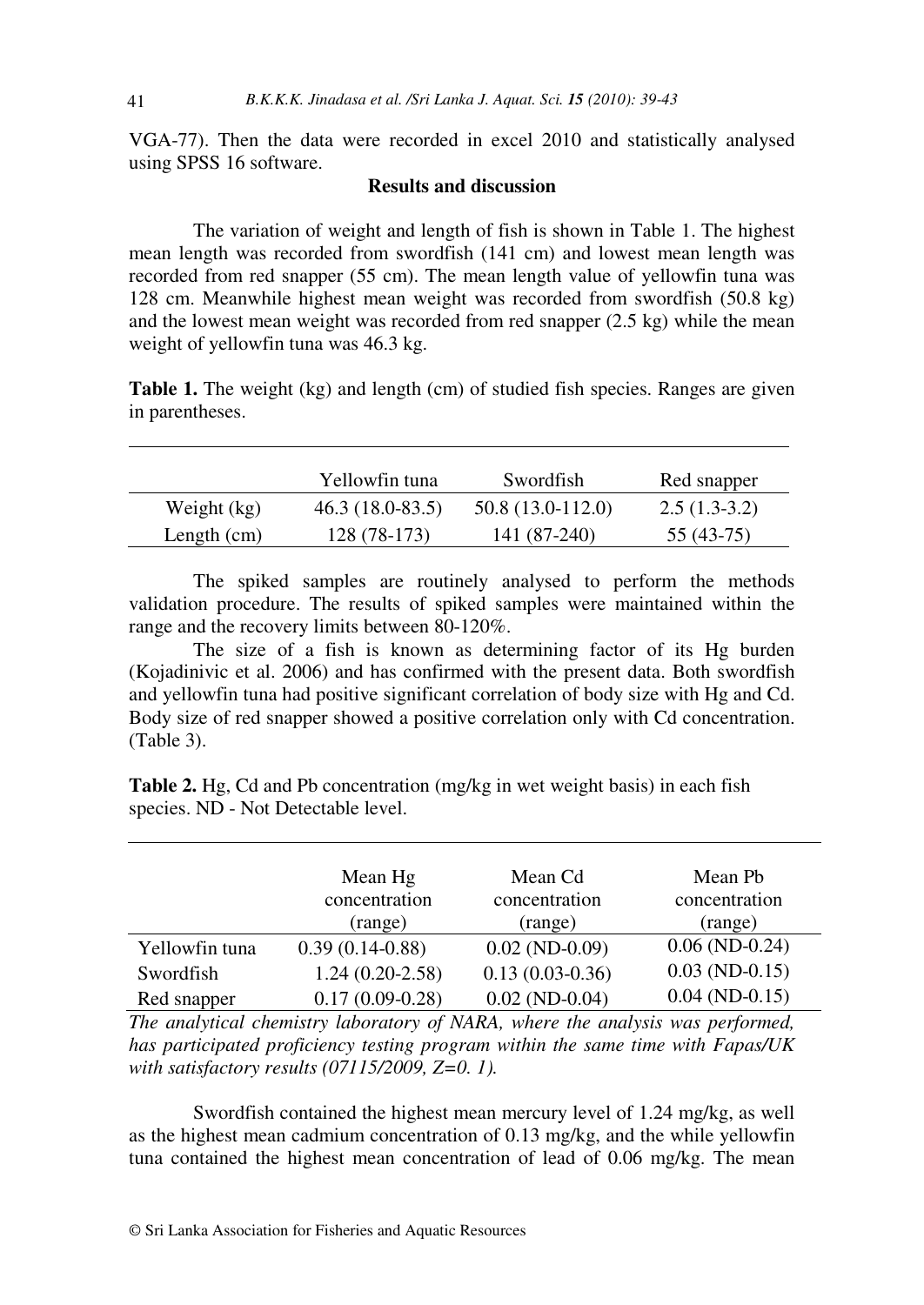VGA-77). Then the data were recorded in excel 2010 and statistically analysed using SPSS 16 software.

## Results and discussion

The variation of weight and length of fish is shown in Table 1. The highest mean length was recorded from swordfish (141 cm) and lowest mean length was recorded from red snapper (55 cm). The mean length value of yellowfin tuna was 128 cm. Meanwhile highest mean weight was recorded from swordfish (50.8 kg) and the lowest mean weight was recorded from red snapper (2.5 kg) while the mean weight of yellowfin tuna was 46.3 kg.

**Table 1.** The weight (kg) and length (cm) of studied fish species. Ranges are given in parentheses.

| | Yellowfin tuna | Swordfish | Red snapper |
|---|---|---|---|
| Weight (kg) | 46.3 (18.0-83.5) | 50.8 (13.0-112.0) | 2.5 (1.3-3.2) |
| Length (cm) | 128 (78-173) | 141 (87-240) | 55 (43-75) |

The spiked samples are routinely analysed to perform the methods validation procedure. The results of spiked samples were maintained within the range and the recovery limits between 80-120%.

The size of a fish is known as determining factor of its Hg burden (Kojadinivic et al. 2006) and has confirmed with the present data. Both swordfish and yellowfin tuna had positive significant correlation of body size with Hg and Cd. Body size of red snapper showed a positive correlation only with Cd concentration. (Table 3).

**Table 2.** Hg, Cd and Pb concentration (mg/kg in wet weight basis) in each fish species. ND - Not Detectable level.

| | Mean Hg concentration (range) | Mean Cd concentration (range) | Mean Pb concentration (range) |
|---|---|---|---|
| Yellowfin tuna | 0.39 (0.14-0.88) | 0.02 (ND-0.09) | 0.06 (ND-0.24) |
| Swordfish | 1.24 (0.20-2.58) | 0.13 (0.03-0.36) | 0.03 (ND-0.15) |
| Red snapper | 0.17 (0.09-0.28) | 0.02 (ND-0.04) | 0.04 (ND-0.15) |

*The analytical chemistry laboratory of NARA, where the analysis was performed, has participated proficiency testing program within the same time with Fapas/UK with satisfactory results (07115/2009, Z=0. 1).*

Swordfish contained the highest mean mercury level of 1.24 mg/kg, as well as the highest mean cadmium concentration of 0.13 mg/kg, and the while yellowfin tuna contained the highest mean concentration of lead of 0.06 mg/kg. The mean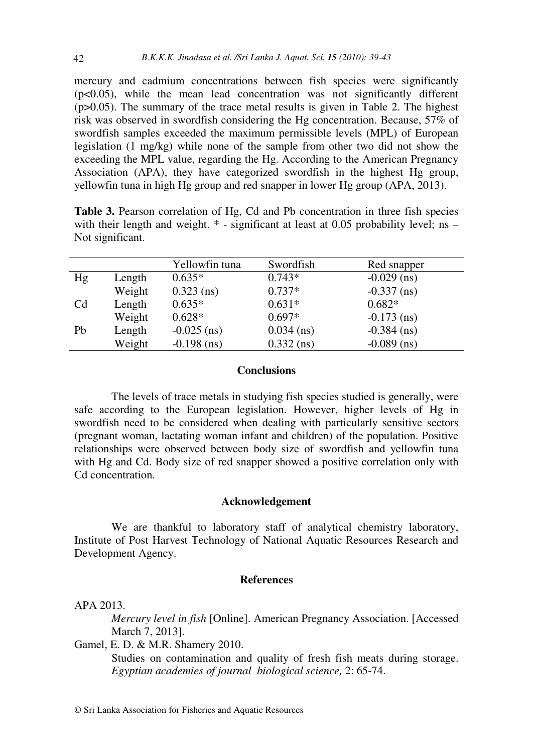mercury and cadmium concentrations between fish species were significantly ($p<0.05$), while the mean lead concentration was not significantly different ($p>0.05$). The summary of the trace metal results is given in Table 2. The highest risk was observed in swordfish considering the Hg concentration. Because, 57% of swordfish samples exceeded the maximum permissible levels (MPL) of European legislation (1 mg/kg) while none of the sample from other two did not show the exceeding the MPL value, regarding the Hg. According to the American Pregnancy Association (APA), they have categorized swordfish in the highest Hg group, yellowfin tuna in high Hg group and red snapper in lower Hg group (APA, 2013).

**Table 3.** Pearson correlation of Hg, Cd and Pb concentration in three fish species with their length and weight. * - significant at least at 0.05 probability level; ns – Not significant.

| | | Yellowfin tuna | Swordfish | Red snapper |
|---|---|---|---|---|
| Hg | Length | 0.635* | 0.743* | -0.029 (ns) |
| | Weight | 0.323 (ns) | 0.737* | -0.337 (ns) |
| Cd | Length | 0.635* | 0.631* | 0.682* |
| | Weight | 0.628* | 0.697* | -0.173 (ns) |
| Pb | Length | -0.025 (ns) | 0.034 (ns) | -0.384 (ns) |
| | Weight | -0.198 (ns) | 0.332 (ns) | -0.089 (ns) |

## Conclusions

The levels of trace metals in studying fish species studied is generally, were safe according to the European legislation. However, higher levels of Hg in swordfish need to be considered when dealing with particularly sensitive sectors (pregnant woman, lactating woman infant and children) of the population. Positive relationships were observed between body size of swordfish and yellowfin tuna with Hg and Cd. Body size of red snapper showed a positive correlation only with Cd concentration.

## Acknowledgement

We are thankful to laboratory staff of analytical chemistry laboratory, Institute of Post Harvest Technology of National Aquatic Resources Research and Development Agency.

## References

APA 2013.
*Mercury level in fish* [Online]. American Pregnancy Association. [Accessed March 7, 2013].

Gamel, E. D. & M.R. Shamery 2010.
Studies on contamination and quality of fresh fish meats during storage. *Egyptian academies of journal biological science,* 2: 65-74.

© Sri Lanka Association for Fisheries and Aquatic Resources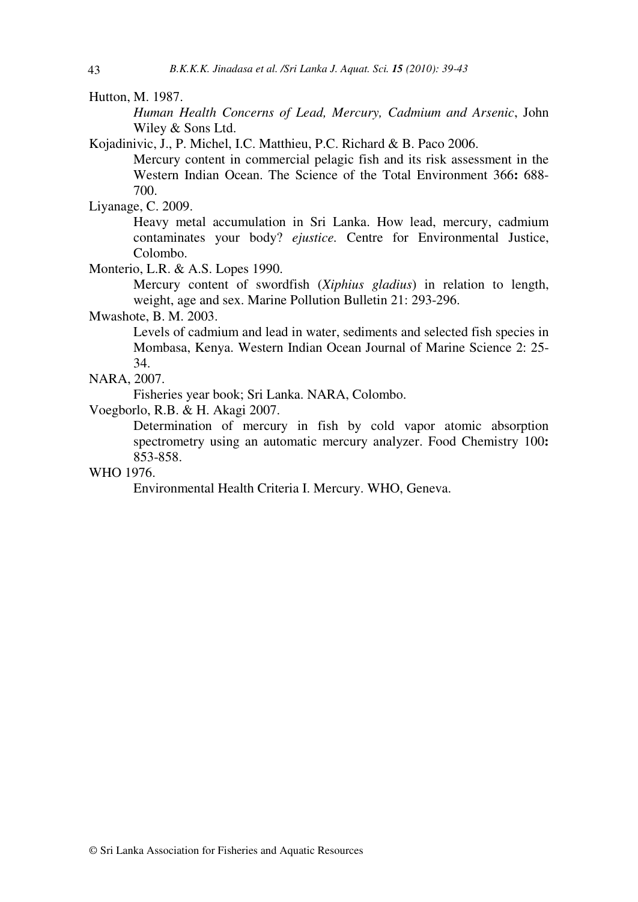Hutton, M. 1987.
*Human Health Concerns of Lead, Mercury, Cadmium and Arsenic*, John Wiley & Sons Ltd.

Kojadinivic, J., P. Michel, I.C. Matthieu, P.C. Richard & B. Paco 2006.
Mercury content in commercial pelagic fish and its risk assessment in the Western Indian Ocean. The Science of the Total Environment 366**:** 688-700.

Liyanage, C. 2009.
Heavy metal accumulation in Sri Lanka. How lead, mercury, cadmium contaminates your body? *ejustice*. Centre for Environmental Justice, Colombo.

Monterio, L.R. & A.S. Lopes 1990.
Mercury content of swordfish (*Xiphius gladius*) in relation to length, weight, age and sex. Marine Pollution Bulletin 21: 293-296.

Mwashote, B. M. 2003.
Levels of cadmium and lead in water, sediments and selected fish species in Mombasa, Kenya. Western Indian Ocean Journal of Marine Science 2: 25-34.

NARA, 2007.
Fisheries year book; Sri Lanka. NARA, Colombo.

Voegborlo, R.B. & H. Akagi 2007.
Determination of mercury in fish by cold vapor atomic absorption spectrometry using an automatic mercury analyzer. Food Chemistry 100**:** 853-858.

WHO 1976.
Environmental Health Criteria I. Mercury. WHO, Geneva.